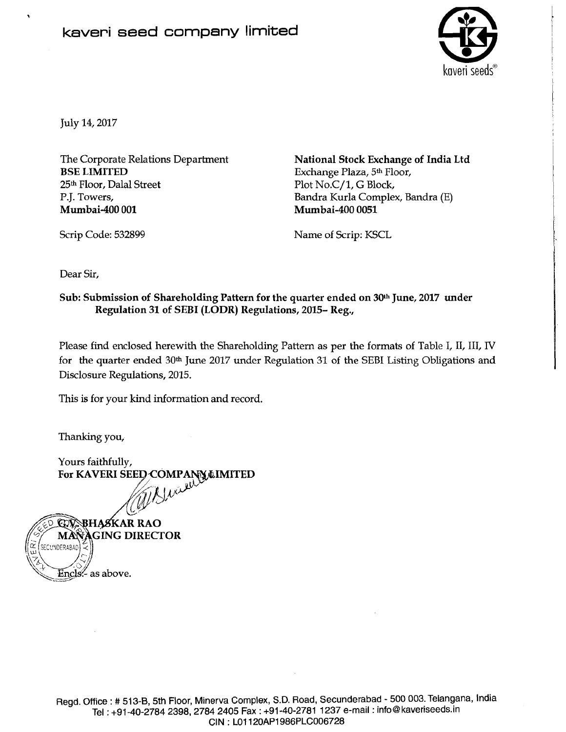# kaveri seed company limited

kaveri seeds®

July 14, 2017

The Corporate Relations Department
**BSE LIMITED**
25th Floor, Dalal Street
P.J. Towers,
**Mumbai-400 001**

Scrip Code: 532899

**National Stock Exchange of India Ltd**
Exchange Plaza, 5th Floor,
Plot No.C/1, G Block,
Bandra Kurla Complex, Bandra (E)
**Mumbai-400 0051**

Name of Scrip: KSCL

Dear Sir,

**Sub: Submission of Shareholding Pattern for the quarter ended on 30th June, 2017 under Regulation 31 of SEBI (LODR) Regulations, 2015– Reg.,**

Please find enclosed herewith the Shareholding Pattern as per the formats of Table I, II, III, IV for the quarter ended 30th June 2017 under Regulation 31 of the SEBI Listing Obligations and Disclosure Regulations, 2015.

This is for your kind information and record.

Thanking you,

Yours faithfully,
**For KAVERI SEED COMPANY LIMITED**

**G.V. BHASKAR RAO**
**MANAGING DIRECTOR**

Encls:- as above.

Regd. Office : # 513-B, 5th Floor, Minerva Complex, S.D. Road, Secunderabad - 500 003. Telangana, India
Tel : +91-40-2784 2398, 2784 2405 Fax : +91-40-2781 1237 e-mail : info@kaveriseeds.in
CIN : L01120AP1986PLC006728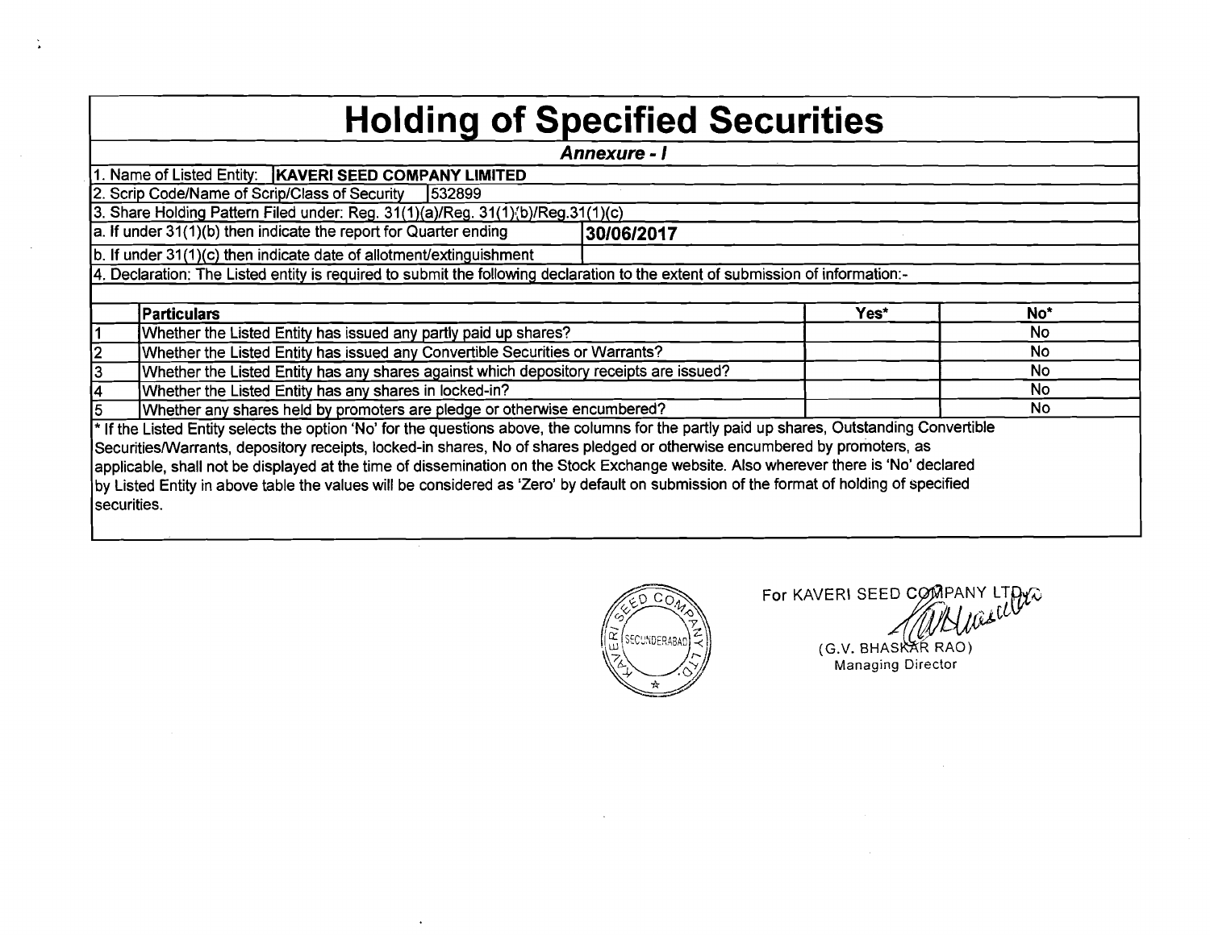# Holding of Specified Securities

***Annexure - I***

1. Name of Listed Entity: **KAVERI SEED COMPANY LIMITED**

2. Scrip Code/Name of Scrip/Class of Security 532899

3. Share Holding Pattern Filed under: Reg. 31(1)(a)/Reg. 31(1)(b)/Reg.31(1)(c)

a. If under 31(1)(b) then indicate the report for Quarter ending **30/06/2017**

b. If under 31(1)(c) then indicate date of allotment/extinguishment

4. Declaration: The Listed entity is required to submit the following declaration to the extent of submission of information:-

| | Particulars | Yes* | No* |
|---|---|---|---|
| 1 | Whether the Listed Entity has issued any partly paid up shares? | | No |
| 2 | Whether the Listed Entity has issued any Convertible Securities or Warrants? | | No |
| 3 | Whether the Listed Entity has any shares against which depository receipts are issued? | | No |
| 4 | Whether the Listed Entity has any shares in locked-in? | | No |
| 5 | Whether any shares held by promoters are pledge or otherwise encumbered? | | No |

* If the Listed Entity selects the option 'No' for the questions above, the columns for the partly paid up shares, Outstanding Convertible Securities/Warrants, depository receipts, locked-in shares, No of shares pledged or otherwise encumbered by promoters, as applicable, shall not be displayed at the time of dissemination on the Stock Exchange website. Also wherever there is 'No' declared by Listed Entity in above table the values will be considered as 'Zero' by default on submission of the format of holding of specified securities.

For KAVERI SEED COMPANY LTD.

(G.V. BHASKAR RAO)
Managing Director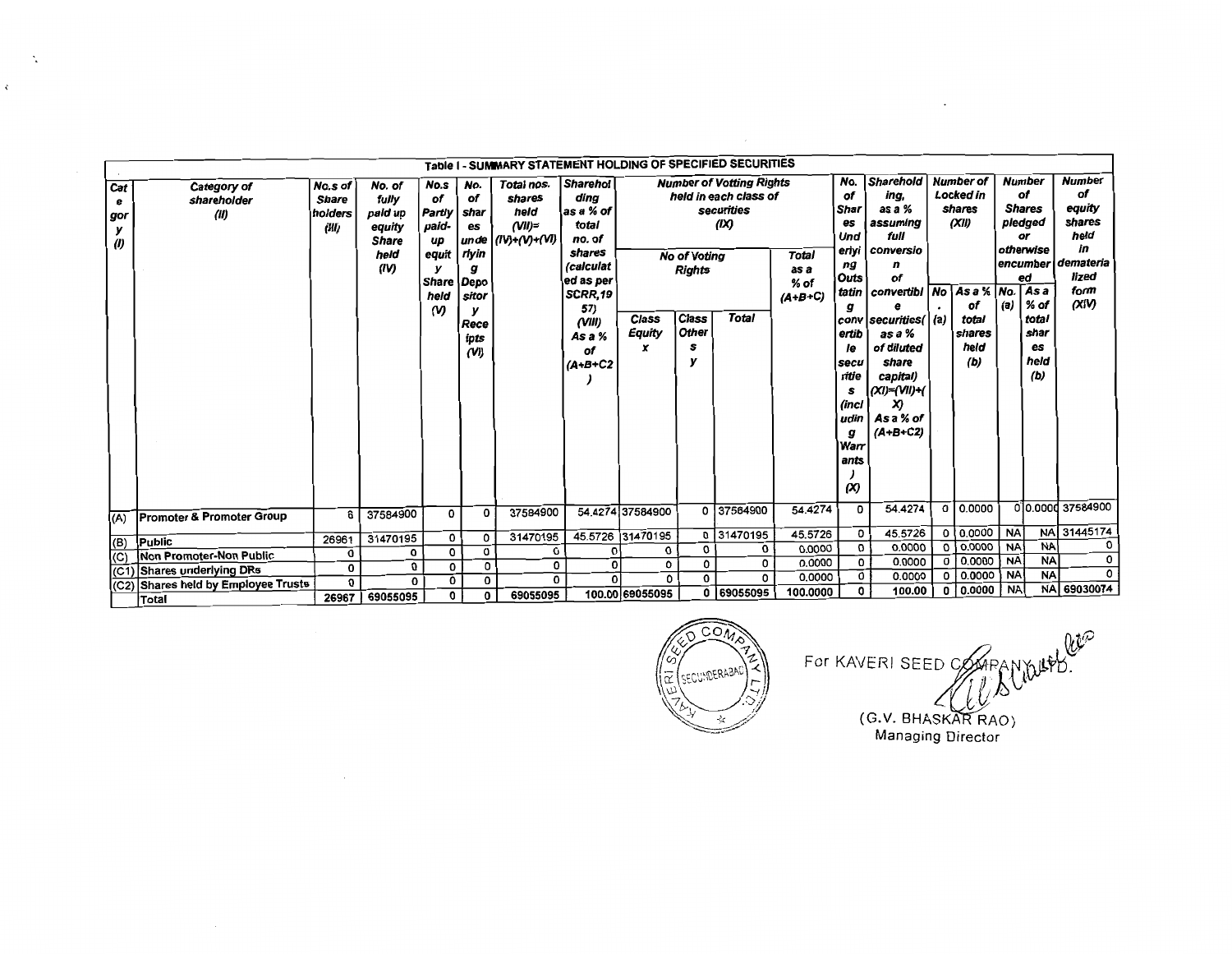## Table I - SUMMARY STATEMENT HOLDING OF SPECIFIED SECURITIES

| Category (I) | Category of shareholder (II) | No.s of Share holders (III) | No. of fully paid up equity Share held (IV) | No.s of Partly paid-up equity Share held (V) | No. of shares underlying Depository Receipts (VI) | Total nos. shares held (VII)= (IV)+(V)+(VI) | Shareholding as a % of total no. of shares (calculated as per SCRR,1957) (VIII) As a % of (A+B+C2) | Number of Votting Rights held in each class of securities (IX) | | | | No. of Shares Underlying Outstating convertible securities (including Warrants) (X) | Shareholding, as a % assuming full conversion of convertible securities( as a % of diluted share capital) (XI)=(VII)+(X) As a % of (A+B+C2) | Number of Locked in shares (XII) | | Number of Shares pledged or otherwise encumbered | | Number of equity shares held in dematerialized form (XIV) |
|---|---|---|---|---|---|---|---|---|---|---|---|---|---|---|---|---|---|---|
| | | | | | | | | No of Voting Rights | | | Total as a % of (A+B+C) | | | No. (a) | As a % of total shares held (b) | No. (a) | As a % of total shares held (b) | |
| | | | | | | | | Class Equity x | Class Others y | Total | | | | | | | | |
| (A) | Promoter & Promoter Group | 6 | 37584900 | 0 | 0 | 37584900 | 54.4274 | 37584900 | 0 | 37584900 | 54.4274 | 0 | 54.4274 | 0 | 0.0000 | 0 | 0.0000 | 37584900 |
| (B) | Public | 26961 | 31470195 | 0 | 0 | 31470195 | 45.5726 | 31470195 | 0 | 31470195 | 45.5726 | 0 | 45.5726 | 0 | 0.0000 | NA | NA | 31445174 |
| (C) | Non Promoter-Non Public | 0 | 0 | 0 | 0 | 0 | 0 | 0 | 0 | 0 | 0.0000 | 0 | 0.0000 | 0 | 0.0000 | NA | NA | 0 |
| (C1) | Shares underlying DRs | 0 | 0 | 0 | 0 | 0 | 0 | 0 | 0 | 0 | 0.0000 | 0 | 0.0000 | 0 | 0.0000 | NA | NA | 0 |
| (C2) | Shares held by Employee Trusts | 0 | 0 | 0 | 0 | 0 | 0 | 0 | 0 | 0 | 0.0000 | 0 | 0.0000 | 0 | 0.0000 | NA | NA | 0 |
| | Total | 26967 | 69055095 | 0 | 0 | 69055095 | 100.00 | 69055095 | 0 | 69055095 | 100.0000 | 0 | 100.00 | 0 | 0.0000 | NA | NA | 69030074 |

For KAVERI SEED COMPANY LTD.

(G.V. BHASKAR RAO)
Managing Director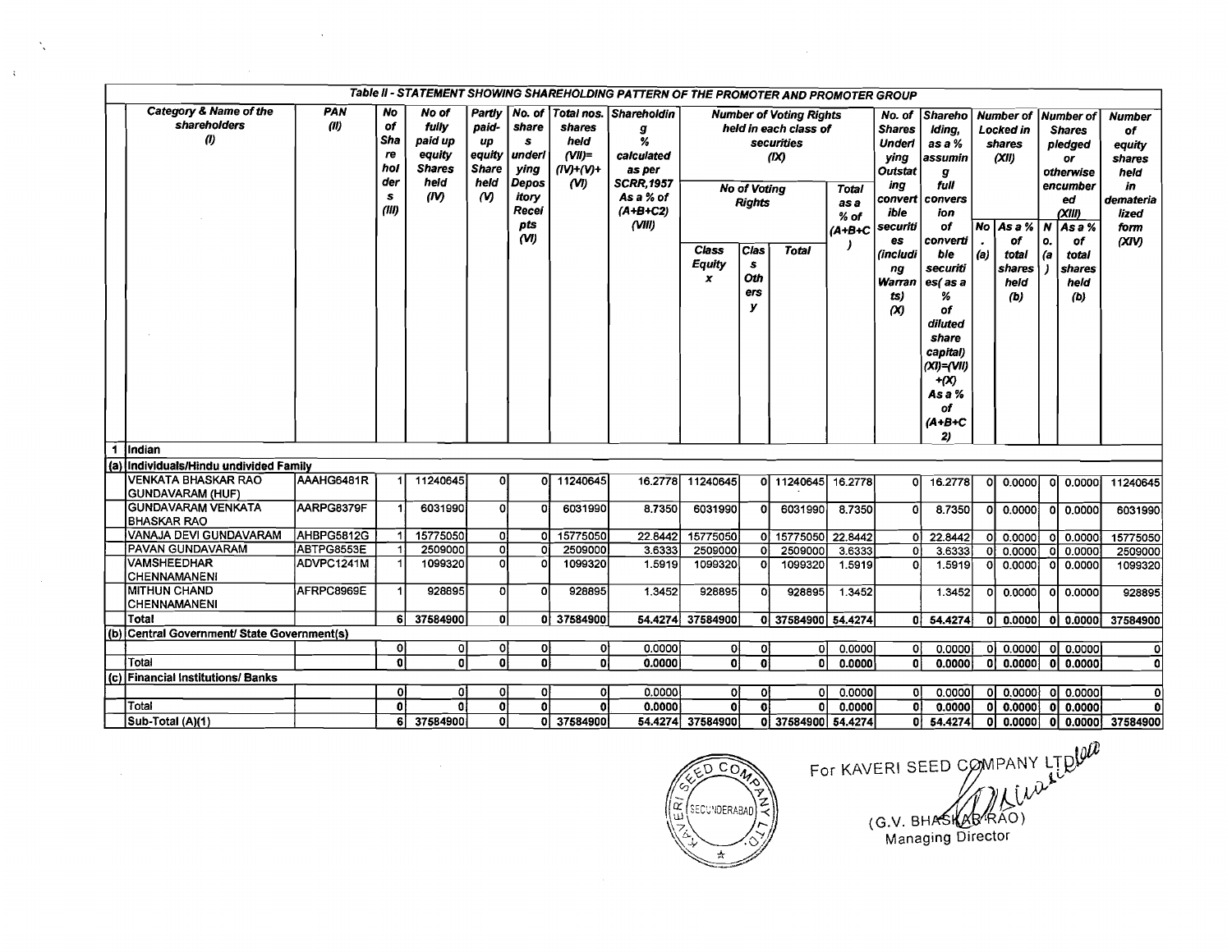## Table II - STATEMENT SHOWING SHAREHOLDING PATTERN OF THE PROMOTER AND PROMOTER GROUP

| | Category & Name of the shareholders (I) | PAN (II) | No of Shareholders (III) | No of fully paid up equity Shares held (IV) | Partly paid-up equity Share held (V) | No. of shares underlying Depository Receipts (VI) | Total nos. shares held (VII)= (IV)+(V)+(VI) | Shareholding % calculated as per SCRR,1957 As a % of (A+B+C2) (VIII) | Number of Voting Rights held in each class of securities (IX) | | | | No. of Shares Underlying Outstanding convertible securities (including Warrants) (X) | Shareholding, as a % assuming full conversion of convertible securities( as a % of diluted share capital) (XI)=(VII)+(X) As a % of (A+B+C2) | Number of Locked in shares (XII) | | Number of Shares pledged or otherwise encumbered (XIII) | | Number of equity shares held in dematerialized form (XIV) |
|---|---|---|---|---|---|---|---|---|---|---|---|---|---|---|---|---|---|---|---|
| | | | | | | | | | No of Voting Rights | | | Total as a % of (A+B+C) | | | No. (a) | As a % of total shares held (b) | No. (a) | As a % of total shares held (b) | |
| | | | | | | | | | Class Equity x | Class Others y | Total | | | | | | | | |
| 1 | Indian | | | | | | | | | | | | | | | | | | |
| (a) | Individuals/Hindu undivided Family | | | | | | | | | | | | | | | | | | |
| | VENKATA BHASKAR RAO GUNDAVARAM (HUF) | AAAHG6481R | 1 | 11240645 | 0 | 0 | 11240645 | 16.2778 | 11240645 | 0 | 11240645 | 16.2778 | 0 | 16.2778 | 0 | 0.0000 | 0 | 0.0000 | 11240645 |
| | GUNDAVARAM VENKATA BHASKAR RAO | AARPG8379F | 1 | 6031990 | 0 | 0 | 6031990 | 8.7350 | 6031990 | 0 | 6031990 | 8.7350 | 0 | 8.7350 | 0 | 0.0000 | 0 | 0.0000 | 6031990 |
| | VANAJA DEVI GUNDAVARAM | AHBPG5812G | 1 | 15775050 | 0 | 0 | 15775050 | 22.8442 | 15775050 | 0 | 15775050 | 22.8442 | 0 | 22.8442 | 0 | 0.0000 | 0 | 0.0000 | 15775050 |
| | PAVAN GUNDAVARAM | ABTPG8553E | 1 | 2509000 | 0 | 0 | 2509000 | 3.6333 | 2509000 | 0 | 2509000 | 3.6333 | 0 | 3.6333 | 0 | 0.0000 | 0 | 0.0000 | 2509000 |
| | VAMSHEEDHAR CHENNAMANENI | ADVPC1241M | 1 | 1099320 | 0 | 0 | 1099320 | 1.5919 | 1099320 | 0 | 1099320 | 1.5919 | 0 | 1.5919 | 0 | 0.0000 | 0 | 0.0000 | 1099320 |
| | MITHUN CHAND CHENNAMANENI | AFRPC8969E | 1 | 928895 | 0 | 0 | 928895 | 1.3452 | 928895 | 0 | 928895 | 1.3452 | | 1.3452 | 0 | 0.0000 | 0 | 0.0000 | 928895 |
| | Total | | 6 | 37584900 | 0 | 0 | 37584900 | 54.4274 | 37584900 | 0 | 37584900 | 54.4274 | 0 | 54.4274 | 0 | 0.0000 | 0 | 0.0000 | 37584900 |
| (b) | Central Government/ State Government(s) | | | | | | | | | | | | | | | | | | |
| | | | 0 | 0 | 0 | 0 | 0 | 0.0000 | 0 | 0 | 0 | 0.0000 | 0 | 0.0000 | 0 | 0.0000 | 0 | 0.0000 | 0 |
| | Total | | 0 | 0 | 0 | 0 | 0 | 0.0000 | 0 | 0 | 0 | 0.0000 | 0 | 0.0000 | 0 | 0.0000 | 0 | 0.0000 | 0 |
| (c) | Financial Institutions/ Banks | | | | | | | | | | | | | | | | | | |
| | | | 0 | 0 | 0 | 0 | 0 | 0.0000 | 0 | 0 | 0 | 0.0000 | 0 | 0.0000 | 0 | 0.0000 | 0 | 0.0000 | 0 |
| | Total | | 0 | 0 | 0 | 0 | 0 | 0.0000 | 0 | 0 | 0 | 0.0000 | 0 | 0.0000 | 0 | 0.0000 | 0 | 0.0000 | 0 |
| | Sub-Total (A)(1) | | 6 | 37584900 | 0 | 0 | 37584900 | 54.4274 | 37584900 | 0 | 37584900 | 54.4274 | 0 | 54.4274 | 0 | 0.0000 | 0 | 0.0000 | 37584900 |

For KAVERI SEED COMPANY LTD

(G.V. BHASKAR RAO)
Managing Director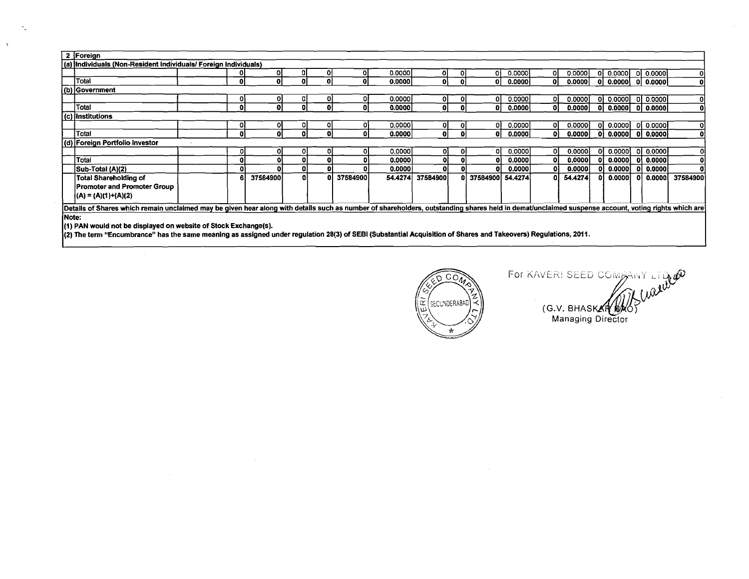| 2 | Foreign | | | | | | | | | | | | | | | | | | | |
|---|---|---|---|---|---|---|---|---|---|---|---|---|---|---|---|---|---|---|---|---|
| (a) | Individuals (Non-Resident Individuals/ Foreign Individuals) | | | | | | | | | | | | | | | | | | | |
| | | | 0 | 0 | 0 | 0 | 0 | 0.0000 | 0 | 0 | 0 | 0.0000 | 0 | 0.0000 | 0 | 0.0000 | 0 | 0.0000 | 0 |
| | Total | | **0** | **0** | **0** | **0** | **0** | **0.0000** | **0** | **0** | **0** | **0.0000** | **0** | **0.0000** | **0** | **0.0000** | **0** | **0.0000** | **0** |
| (b) | Government | | | | | | | | | | | | | | | | | | | |
| | | | 0 | 0 | 0 | 0 | 0 | 0.0000 | 0 | 0 | 0 | 0.0000 | 0 | 0.0000 | 0 | 0.0000 | 0 | 0.0000 | 0 |
| | Total | | **0** | **0** | **0** | **0** | **0** | **0.0000** | **0** | **0** | **0** | **0.0000** | **0** | **0.0000** | **0** | **0.0000** | **0** | **0.0000** | **0** |
| (c) | Institutions | | | | | | | | | | | | | | | | | | | |
| | | | 0 | 0 | 0 | 0 | 0 | 0.0000 | 0 | 0 | 0 | 0.0000 | 0 | 0.0000 | 0 | 0.0000 | 0 | 0.0000 | 0 |
| | Total | | **0** | **0** | **0** | **0** | **0** | **0.0000** | **0** | **0** | **0** | **0.0000** | **0** | **0.0000** | **0** | **0.0000** | **0** | **0.0000** | **0** |
| (d) | Foreign Portfolio Investor | | | | | | | | | | | | | | | | | | | |
| | | | 0 | 0 | 0 | 0 | 0 | 0.0000 | 0 | 0 | 0 | 0.0000 | 0 | 0.0000 | 0 | 0.0000 | 0 | 0.0000 | 0 |
| | Total | | **0** | **0** | **0** | **0** | **0** | **0.0000** | **0** | **0** | **0** | **0.0000** | **0** | **0.0000** | **0** | **0.0000** | **0** | **0.0000** | **0** |
| | Sub-Total (A)(2) | | **0** | **0** | **0** | **0** | **0** | **0.0000** | **0** | **0** | **0** | **0.0000** | **0** | **0.0000** | **0** | **0.0000** | **0** | **0.0000** | **0** |
| | **Total Shareholding of Promoter and Promoter Group (A) = (A)(1)+(A)(2)** | | **6** | **37584900** | **0** | **0** | **37584900** | **54.4274** | **37584900** | **0** | **37584900** | **54.4274** | **0** | **54.4274** | **0** | **0.0000** | **0** | **0.0000** | **37584900** |

**Details of Shares which remain unclaimed may be given hear along with details such as number of shareholders, outstanding shares held in demat/unclaimed suspense account, voting rights which are**

**Note:**

**(1) PAN would not be displayed on website of Stock Exchange(s).**

**(2) The term "Encumbrance" has the same meaning as assigned under regulation 28(3) of SEBI (Substantial Acquisition of Shares and Takeovers) Regulations, 2011.**

For KAVERI SEED COMPANY LTD

(G.V. BHASKAR RAO)
Managing Director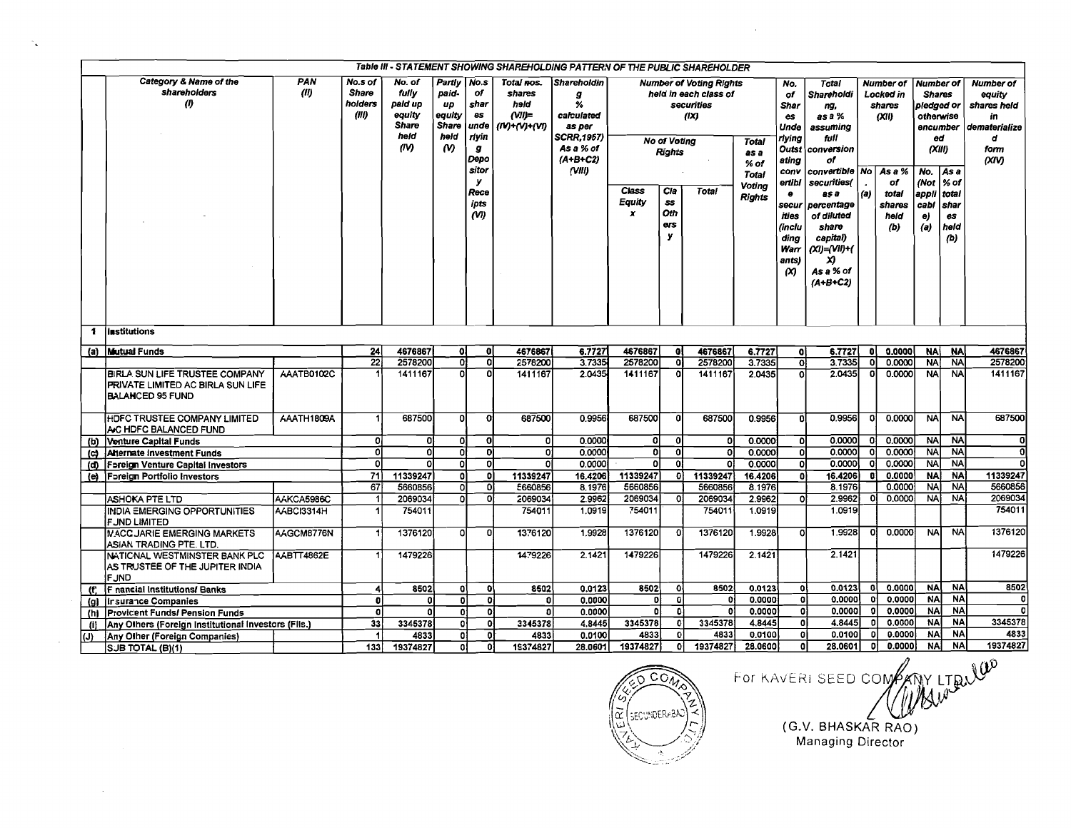**Table III - STATEMENT SHOWING SHAREHOLDING PATTERN OF THE PUBLIC SHAREHOLDER**

| | Category & Name of the shareholders (I) | PAN (II) | No.s of Share holders (III) | No. of fully paid up equity Share held (IV) | Partly paid-up equity Share held (V) | No.s of shares underlying Depository Receipts (VI) | Total nos. shares held (VII)= (IV)+(V)+(VI) | Shareholding % calculated as per SCRR,1957) As a % of (A+B+C2) (VIII) | Number of Voting Rights held in each class of securities (IX) | | | | No. of Shares Underlying Outstating convertible securities (including Warrants) (X) | Total Shareholding, as a % assuming full conversion of convertible securities( as a percentage of diluted share capital) (XI)=(VII)+(X) As a % of (A+B+C2) | Number of Locked in shares (XII) | | Number of Shares pledged or otherwise encumbered (XIII) | | Number of equity shares held in dematerialized form (XIV) |
|---|---|---|---|---|---|---|---|---|---|---|---|---|---|---|---|---|---|---|---|
| | | | | | | | | | No of Voting Rights | | | Total as a % of Total Voting Rights | | | No. (a) | As a % of total shares held (b) | No. (Not applicable) (a) | As a % of total shares held (b) | |
| | | | | | | | | | Class Equity x | Class Others y | Total | | | | | | | | |
| 1 | Institutions | | | | | | | | | | | | | | | | | | |
| (a) | Mutual Funds | | 24 | 4676867 | 0 | 0 | 4676867 | 6.7727 | 4676867 | 0 | 4676867 | 6.7727 | 0 | 6.7727 | 0 | 0.0000 | NA | NA | 4676867 |
| | | | 22 | 2578200 | 0 | 0 | 2578200 | 3.7335 | 2578200 | 0 | 2578200 | 3.7335 | 0 | 3.7335 | 0 | 0.0000 | NA | NA | 2578200 |
| | BIRLA SUN LIFE TRUSTEE COMPANY PRIVATE LIMITED AC BIRLA SUN LIFE BALANCED 95 FUND | AAATB0102C | 1 | 1411167 | 0 | 0 | 1411167 | 2.0435 | 1411167 | 0 | 1411167 | 2.0435 | 0 | 2.0435 | 0 | 0.0000 | NA | NA | 1411167 |
| | HDFC TRUSTEE COMPANY LIMITED A/C HDFC BALANCED FUND | AAATH1809A | 1 | 687500 | 0 | 0 | 687500 | 0.9956 | 687500 | 0 | 687500 | 0.9956 | 0 | 0.9956 | 0 | 0.0000 | NA | NA | 687500 |
| (b) | Venture Capital Funds | | 0 | 0 | 0 | 0 | 0 | 0.0000 | 0 | 0 | 0 | 0.0000 | 0 | 0.0000 | 0 | 0.0000 | NA | NA | 0 |
| (c) | Alternate Investment Funds | | 0 | 0 | 0 | 0 | 0 | 0.0000 | 0 | 0 | 0 | 0.0000 | 0 | 0.0000 | 0 | 0.0000 | NA | NA | 0 |
| (d) | Foreign Venture Capital Investors | | 0 | 0 | 0 | 0 | 0 | 0.0000 | 0 | 0 | 0 | 0.0000 | 0 | 0.0000 | 0 | 0.0000 | NA | NA | 0 |
| (e) | Foreign Portfolio Investors | | 71 | 11339247 | 0 | 0 | 11339247 | 16.4206 | 11339247 | 0 | 11339247 | 16.4206 | 0 | 16.4206 | 0 | 0.0000 | NA | NA | 11339247 |
| | | | 67 | 5660856 | 0 | 0 | 5660856 | 8.1976 | 5660856 | | 5660856 | 8.1976 | | 8.1976 | | 0.0000 | NA | NA | 5660856 |
| | ASHOKA PTE LTD | AAKCA5986C | 1 | 2069034 | 0 | 0 | 2069034 | 2.9962 | 2069034 | 0 | 2069034 | 2.9962 | 0 | 2.9962 | 0 | 0.0000 | NA | NA | 2069034 |
| | INDIA EMERGING OPPORTUNITIES FUND LIMITED | AABCI3314H | 1 | 754011 | | | 754011 | 1.0919 | 754011 | | 754011 | 1.0919 | | 1.0919 | | | | | 754011 |
| | MACQUARIE EMERGING MARKETS ASIAN TRADING PTE. LTD. | AAGCM8776N | 1 | 1376120 | 0 | 0 | 1376120 | 1.9928 | 1376120 | 0 | 1376120 | 1.9928 | 0 | 1.9928 | 0 | 0.0000 | NA | NA | 1376120 |
| | NATIONAL WESTMINSTER BANK PLC AS TRUSTEE OF THE JUPITER INDIA FUND | AABTT4862E | 1 | 1479226 | | | 1479226 | 2.1421 | 1479226 | | 1479226 | 2.1421 | | 2.1421 | | | | | 1479226 |
| (f) | Financial Institutions/ Banks | | 4 | 8502 | 0 | 0 | 8502 | 0.0123 | 8502 | 0 | 8502 | 0.0123 | 0 | 0.0123 | 0 | 0.0000 | NA | NA | 8502 |
| (g) | Insurance Companies | | 0 | 0 | 0 | 0 | 0 | 0.0000 | 0 | 0 | 0 | 0.0000 | 0 | 0.0000 | 0 | 0.0000 | NA | NA | 0 |
| (h) | Provicent Funds/ Pension Funds | | 0 | 0 | 0 | 0 | 0 | 0.0000 | 0 | 0 | 0 | 0.0000 | 0 | 0.0000 | 0 | 0.0000 | NA | NA | 0 |
| (i) | Any Others (Foreign Institutional Investors (FIIs.) | | 33 | 3345378 | 0 | 0 | 3345378 | 4.8445 | 3345378 | 0 | 3345378 | 4.8445 | 0 | 4.8445 | 0 | 0.0000 | NA | NA | 3345378 |
| (J) | Any Other (Foreign Companies) | | 1 | 4833 | 0 | 0 | 4833 | 0.0100 | 4833 | 0 | 4833 | 0.0100 | 0 | 0.0100 | 0 | 0.0000 | NA | NA | 4833 |
| | SUB TOTAL (B)(1) | | 133 | 19374827 | 0 | 0 | 19374827 | 28.0601 | 19374827 | 0 | 19374827 | 28.0600 | 0 | 28.0601 | 0 | 0.0000 | NA | NA | 19374827 |

For KAVERI SEED COMPANY LTD.

(G.V. BHASKAR RAO)
Managing Director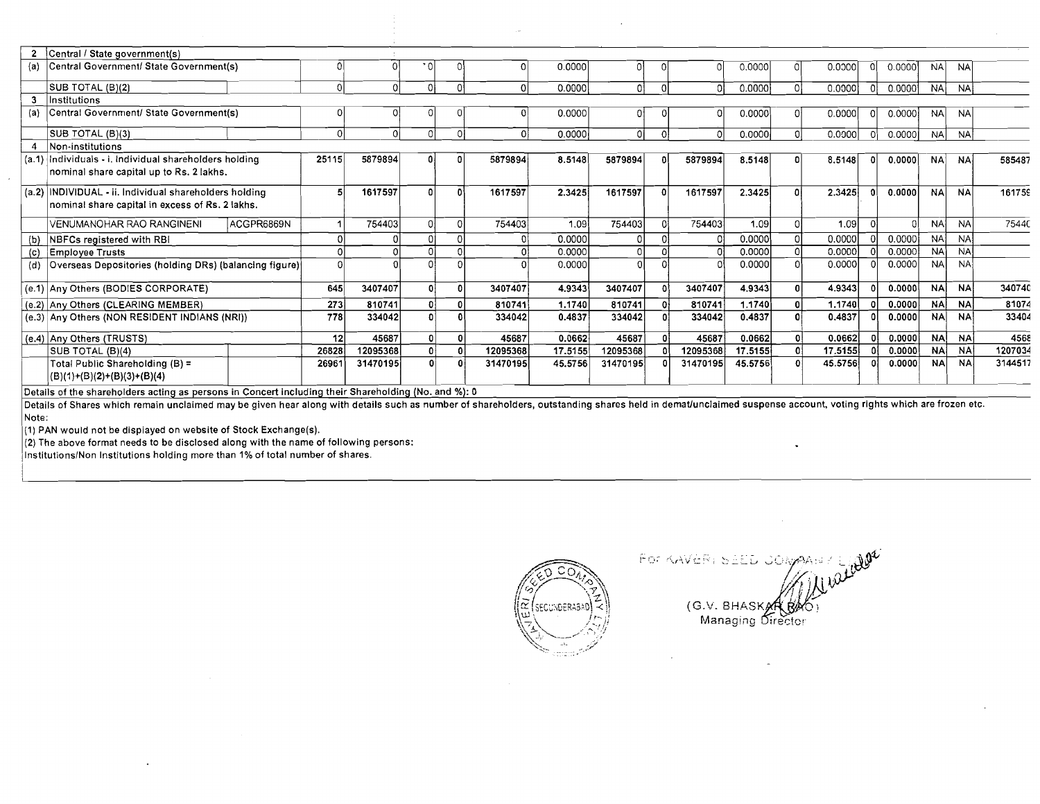| 2 | Central / State government(s) | | | | | | | | | | | | | | | | | | | |
|---|---|---|---|---|---|---|---|---|---|---|---|---|---|---|---|---|---|---|---|---|
| (a) | Central Government/ State Government(s) | | 0 | 0 | 0 | 0 | 0 | 0.0000 | 0 | 0 | 0 | 0.0000 | 0 | 0.0000 | 0 | 0.0000 | NA | NA | |
| | SUB TOTAL (B)(2) | | 0 | 0 | 0 | 0 | 0 | 0.0000 | 0 | 0 | 0 | 0.0000 | 0 | 0.0000 | 0 | 0.0000 | NA | NA | |
| 3 | Institutions | | | | | | | | | | | | | | | | | | |
| (a) | Central Government/ State Government(s) | | 0 | 0 | 0 | 0 | 0 | 0.0000 | 0 | 0 | 0 | 0.0000 | 0 | 0.0000 | 0 | 0.0000 | NA | NA | |
| | SUB TOTAL (B)(3) | | 0 | 0 | 0 | 0 | 0 | 0.0000 | 0 | 0 | 0 | 0.0000 | 0 | 0.0000 | 0 | 0.0000 | NA | NA | |
| 4 | Non-institutions | | | | | | | | | | | | | | | | | | |
| (a.1) | Individuals - i. Individual shareholders holding nominal share capital up to Rs. 2 lakhs. | | 25115 | 5879894 | 0 | 0 | 5879894 | 8.5148 | 5879894 | 0 | 5879894 | 8.5148 | 0 | 8.5148 | 0 | 0.0000 | NA | NA | 585487 |
| (a.2) | INDIVIDUAL - ii. Individual shareholders holding nominal share capital in excess of Rs. 2 lakhs. | | 5 | 1617597 | 0 | 0 | 1617597 | 2.3425 | 1617597 | 0 | 1617597 | 2.3425 | 0 | 2.3425 | 0 | 0.0000 | NA | NA | 161759 |
| | VENUMANOHAR RAO RANGINENI | ACGPR6869N | 1 | 754403 | 0 | 0 | 754403 | 1.09 | 754403 | 0 | 754403 | 1.09 | 0 | 1.09 | 0 | 0 | NA | NA | 75440 |
| (b) | NBFCs registered with RBI | | 0 | 0 | 0 | 0 | 0 | 0.0000 | 0 | 0 | 0 | 0.0000 | 0 | 0.0000 | 0 | 0.0000 | NA | NA | |
| (c) | Employee Trusts | | 0 | 0 | 0 | 0 | 0 | 0.0000 | 0 | 0 | 0 | 0.0000 | 0 | 0.0000 | 0 | 0.0000 | NA | NA | |
| (d) | Overseas Depositories (holding DRs) (balancing figure) | | 0 | 0 | 0 | 0 | 0 | 0.0000 | 0 | 0 | 0 | 0.0000 | 0 | 0.0000 | 0 | 0.0000 | NA | NA | |
| (e.1) | Any Others (BODIES CORPORATE) | | 645 | 3407407 | 0 | 0 | 3407407 | 4.9343 | 3407407 | 0 | 3407407 | 4.9343 | 0 | 4.9343 | 0 | 0.0000 | NA | NA | 340740 |
| (e.2) | Any Others (CLEARING MEMBER) | | 273 | 810741 | 0 | 0 | 810741 | 1.1740 | 810741 | 0 | 810741 | 1.1740 | 0 | 1.1740 | 0 | 0.0000 | NA | NA | 81074 |
| (e.3) | Any Others (NON RESIDENT INDIANS (NRI)) | | 778 | 334042 | 0 | 0 | 334042 | 0.4837 | 334042 | 0 | 334042 | 0.4837 | 0 | 0.4837 | 0 | 0.0000 | NA | NA | 33404 |
| (e.4) | Any Others (TRUSTS) | | 12 | 45687 | 0 | 0 | 45687 | 0.0662 | 45687 | 0 | 45687 | 0.0662 | 0 | 0.0662 | 0 | 0.0000 | NA | NA | 4568 |
| | SUB TOTAL (B)(4) | | 26828 | 12095368 | 0 | 0 | 12095368 | 17.5155 | 12095368 | 0 | 12095368 | 17.5155 | 0 | 17.5155 | 0 | 0.0000 | NA | NA | 1207034 |
| | Total Public Shareholding (B) = (B)(1)+(B)(2)+(B)(3)+(B)(4) | | 26961 | 31470195 | 0 | 0 | 31470195 | 45.5756 | 31470195 | 0 | 31470195 | 45.5756 | 0 | 45.5756 | 0 | 0.0000 | NA | NA | 3144517 |

Details of the shareholders acting as persons in Concert including their Shareholding (No. and %): 0

Details of Shares which remain unclaimed may be given hear along with details such as number of shareholders, outstanding shares held in demat/unclaimed suspense account, voting rights which are frozen etc.

Note:

(1) PAN would not be displayed on website of Stock Exchange(s).

(2) The above format needs to be disclosed along with the name of following persons:

Institutions/Non Institutions holding more than 1% of total number of shares.

For KAVERI SEED COMPANY LTD.

(G.V. BHASKAR RAO)
Managing Director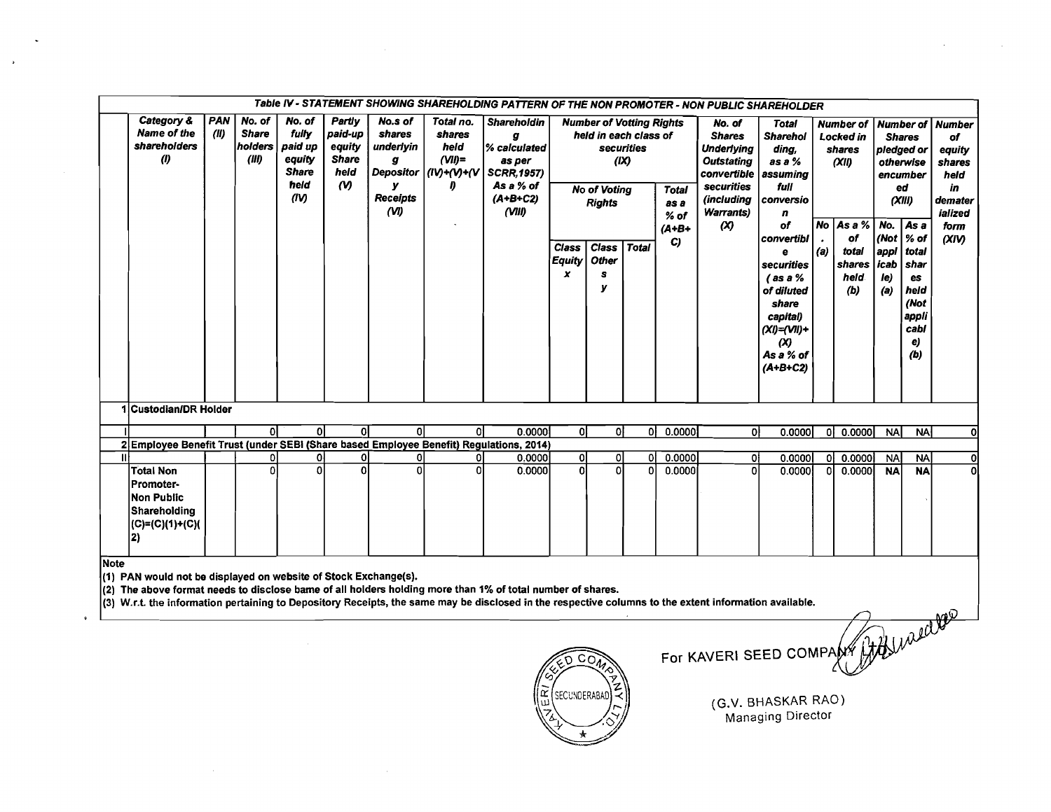| Table IV - STATEMENT SHOWING SHAREHOLDING PATTERN OF THE NON PROMOTER - NON PUBLIC SHAREHOLDER | | | | | | | | | | | | | | | | | | | | |
|---|---|---|---|---|---|---|---|---|---|---|---|---|---|---|---|---|---|---|---|---|
| | Category & Name of the shareholders (I) | PAN (II) | No. of Share holders (III) | No. of fully paid up equity Share held (IV) | Partly paid-up equity Share held (V) | No.s of shares underlying Depository Receipts (VI) | Total no. shares held (VII)= (IV)+(V)+(VI) | Shareholding % calculated as per SCRR,1957) As a % of (A+B+C2) (VIII) | Number of Voting Rights held in each class of securities (IX) | | | | No. of Shares Underlying Outstating convertible securities (including Warrants) (X) | Total Shareholding, as a % assuming full conversion of convertible securities ( as a % of diluted share capital) (XI)=(VII)+(X) As a % of (A+B+C2) | Number of Locked in shares (XII) | | Number of Shares pledged or otherwise encumbered (XIII) | | Number of equity shares held in dematerialized form (XIV) |
| | | | | | | | | | No of Voting Rights | | | Total as a % of (A+B+C) | | | No. (a) | As a % of total shares held (b) | No. (Not applicable) (a) | As a % of total shares held (Not applicable) (b) | |
| | | | | | | | | | Class Equity x | Class Others y | Total | | | | | | | | |
| 1 | Custodian/DR Holder | | | | | | | | | | | | | | | | | | |
| I | | | 0 | 0 | 0 | 0 | 0 | 0.0000 | 0 | 0 | 0 | 0.0000 | 0 | 0.0000 | 0 | 0.0000 | NA | NA | 0 |
| 2 | Employee Benefit Trust (under SEBI (Share based Employee Benefit) Regulations, 2014) | | | | | | | | | | | | | | | | | | |
| II | | | 0 | 0 | 0 | 0 | 0 | 0.0000 | 0 | 0 | 0 | 0.0000 | 0 | 0.0000 | 0 | 0.0000 | NA | NA | 0 |
| | Total Non Promoter-Non Public Shareholding (C)=(C)(1)+(C)(2) | | 0 | 0 | 0 | 0 | 0 | 0.0000 | 0 | 0 | 0 | 0.0000 | 0 | 0.0000 | 0 | 0.0000 | NA | NA | 0 |

Note

(1) PAN would not be displayed on website of Stock Exchange(s).

(2) The above format needs to disclose bame of all holders holding more than 1% of total number of shares.

(3) W.r.t. the information pertaining to Depository Receipts, the same may be disclosed in the respective columns to the extent information available.

For KAVERI SEED COMPANY LTD.

(G.V. BHASKAR RAO)
Managing Director